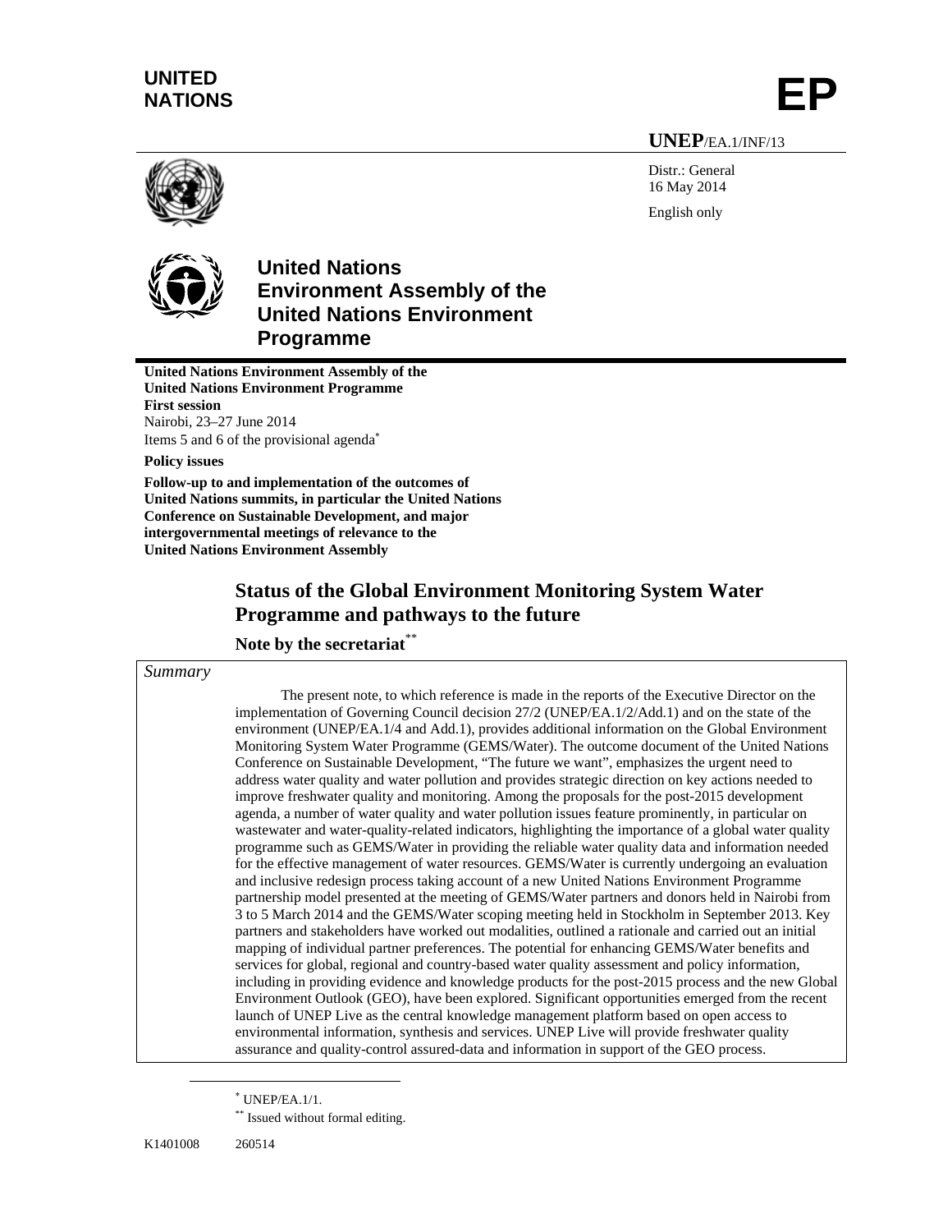UNITED NATIONS

# EP

**UNEP**/EA.1/INF/13

Distr.: General
16 May 2014

English only

## United Nations Environment Assembly of the United Nations Environment Programme

**United Nations Environment Assembly of the United Nations Environment Programme**
**First session**
Nairobi, 23–27 June 2014
Items 5 and 6 of the provisional agenda[*]

**Policy issues**

**Follow-up to and implementation of the outcomes of United Nations summits, in particular the United Nations Conference on Sustainable Development, and major intergovernmental meetings of relevance to the United Nations Environment Assembly**

# Status of the Global Environment Monitoring System Water Programme and pathways to the future

## Note by the secretariat[**]

*Summary*

The present note, to which reference is made in the reports of the Executive Director on the implementation of Governing Council decision 27/2 (UNEP/EA.1/2/Add.1) and on the state of the environment (UNEP/EA.1/4 and Add.1), provides additional information on the Global Environment Monitoring System Water Programme (GEMS/Water). The outcome document of the United Nations Conference on Sustainable Development, "The future we want", emphasizes the urgent need to address water quality and water pollution and provides strategic direction on key actions needed to improve freshwater quality and monitoring. Among the proposals for the post-2015 development agenda, a number of water quality and water pollution issues feature prominently, in particular on wastewater and water-quality-related indicators, highlighting the importance of a global water quality programme such as GEMS/Water in providing the reliable water quality data and information needed for the effective management of water resources. GEMS/Water is currently undergoing an evaluation and inclusive redesign process taking account of a new United Nations Environment Programme partnership model presented at the meeting of GEMS/Water partners and donors held in Nairobi from 3 to 5 March 2014 and the GEMS/Water scoping meeting held in Stockholm in September 2013. Key partners and stakeholders have worked out modalities, outlined a rationale and carried out an initial mapping of individual partner preferences. The potential for enhancing GEMS/Water benefits and services for global, regional and country-based water quality assessment and policy information, including in providing evidence and knowledge products for the post-2015 process and the new Global Environment Outlook (GEO), have been explored. Significant opportunities emerged from the recent launch of UNEP Live as the central knowledge management platform based on open access to environmental information, synthesis and services. UNEP Live will provide freshwater quality assurance and quality-control assured-data and information in support of the GEO process.

[*] UNEP/EA.1/1.

[**] Issued without formal editing.

K1401008 260514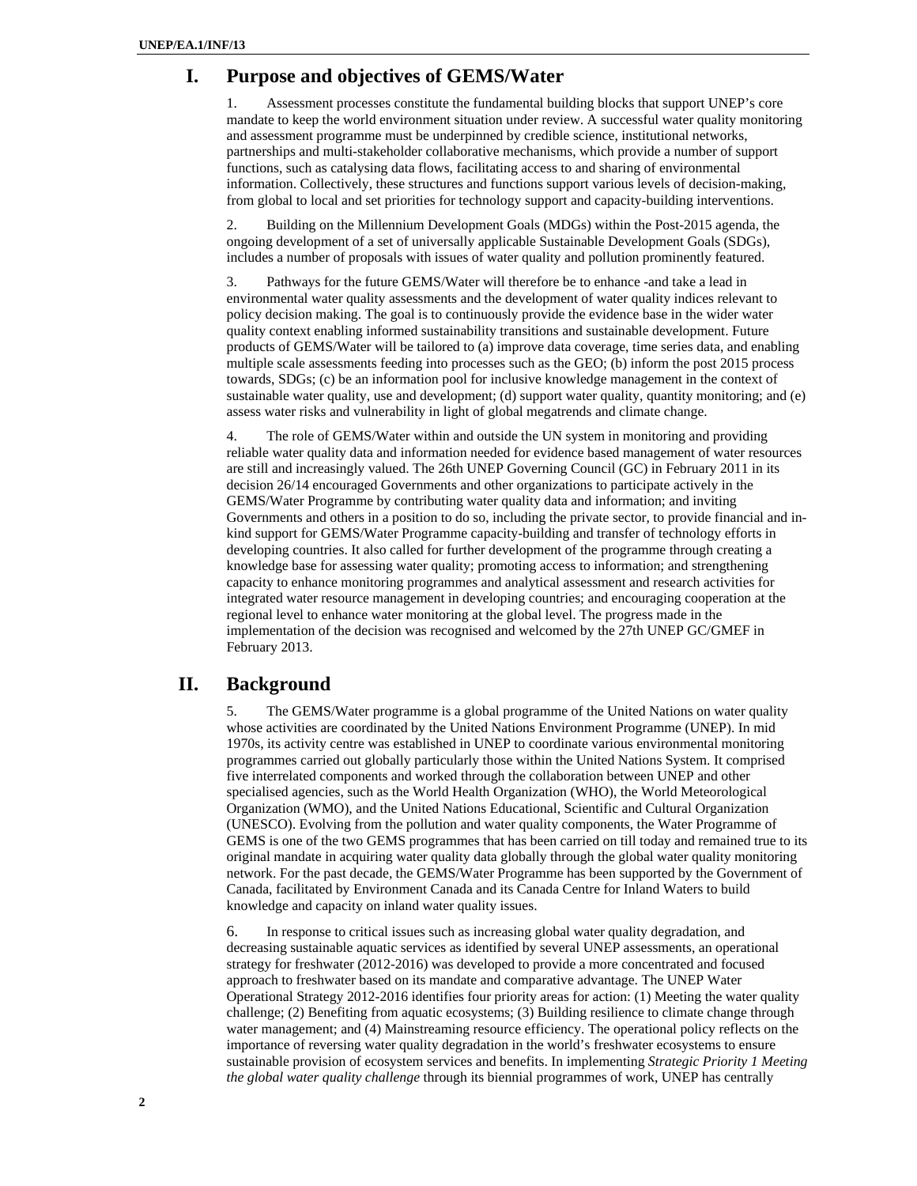## I. Purpose and objectives of GEMS/Water

1. Assessment processes constitute the fundamental building blocks that support UNEP's core mandate to keep the world environment situation under review. A successful water quality monitoring and assessment programme must be underpinned by credible science, institutional networks, partnerships and multi-stakeholder collaborative mechanisms, which provide a number of support functions, such as catalysing data flows, facilitating access to and sharing of environmental information. Collectively, these structures and functions support various levels of decision-making, from global to local and set priorities for technology support and capacity-building interventions.

2. Building on the Millennium Development Goals (MDGs) within the Post-2015 agenda, the ongoing development of a set of universally applicable Sustainable Development Goals (SDGs), includes a number of proposals with issues of water quality and pollution prominently featured.

3. Pathways for the future GEMS/Water will therefore be to enhance -and take a lead in environmental water quality assessments and the development of water quality indices relevant to policy decision making. The goal is to continuously provide the evidence base in the wider water quality context enabling informed sustainability transitions and sustainable development. Future products of GEMS/Water will be tailored to (a) improve data coverage, time series data, and enabling multiple scale assessments feeding into processes such as the GEO; (b) inform the post 2015 process towards, SDGs; (c) be an information pool for inclusive knowledge management in the context of sustainable water quality, use and development; (d) support water quality, quantity monitoring; and (e) assess water risks and vulnerability in light of global megatrends and climate change.

4. The role of GEMS/Water within and outside the UN system in monitoring and providing reliable water quality data and information needed for evidence based management of water resources are still and increasingly valued. The 26th UNEP Governing Council (GC) in February 2011 in its decision 26/14 encouraged Governments and other organizations to participate actively in the GEMS/Water Programme by contributing water quality data and information; and inviting Governments and others in a position to do so, including the private sector, to provide financial and in-kind support for GEMS/Water Programme capacity-building and transfer of technology efforts in developing countries. It also called for further development of the programme through creating a knowledge base for assessing water quality; promoting access to information; and strengthening capacity to enhance monitoring programmes and analytical assessment and research activities for integrated water resource management in developing countries; and encouraging cooperation at the regional level to enhance water monitoring at the global level. The progress made in the implementation of the decision was recognised and welcomed by the 27th UNEP GC/GMEF in February 2013.

## II. Background

5. The GEMS/Water programme is a global programme of the United Nations on water quality whose activities are coordinated by the United Nations Environment Programme (UNEP). In mid 1970s, its activity centre was established in UNEP to coordinate various environmental monitoring programmes carried out globally particularly those within the United Nations System. It comprised five interrelated components and worked through the collaboration between UNEP and other specialised agencies, such as the World Health Organization (WHO), the World Meteorological Organization (WMO), and the United Nations Educational, Scientific and Cultural Organization (UNESCO). Evolving from the pollution and water quality components, the Water Programme of GEMS is one of the two GEMS programmes that has been carried on till today and remained true to its original mandate in acquiring water quality data globally through the global water quality monitoring network. For the past decade, the GEMS/Water Programme has been supported by the Government of Canada, facilitated by Environment Canada and its Canada Centre for Inland Waters to build knowledge and capacity on inland water quality issues.

6. In response to critical issues such as increasing global water quality degradation, and decreasing sustainable aquatic services as identified by several UNEP assessments, an operational strategy for freshwater (2012-2016) was developed to provide a more concentrated and focused approach to freshwater based on its mandate and comparative advantage. The UNEP Water Operational Strategy 2012-2016 identifies four priority areas for action: (1) Meeting the water quality challenge; (2) Benefiting from aquatic ecosystems; (3) Building resilience to climate change through water management; and (4) Mainstreaming resource efficiency. The operational policy reflects on the importance of reversing water quality degradation in the world's freshwater ecosystems to ensure sustainable provision of ecosystem services and benefits. In implementing *Strategic Priority 1 Meeting the global water quality challenge* through its biennial programmes of work, UNEP has centrally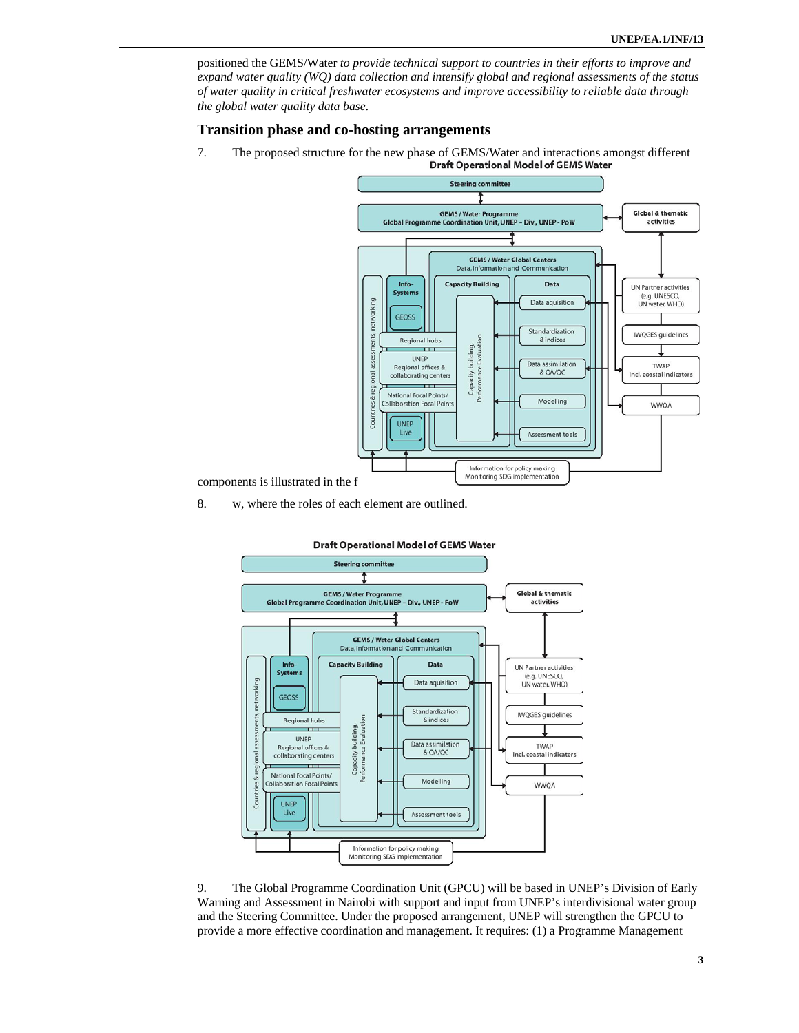positioned the GEMS/Water *to provide technical support to countries in their efforts to improve and expand water quality (WQ) data collection and intensify global and regional assessments of the status of water quality in critical freshwater ecosystems and improve accessibility to reliable data through the global water quality data base*.

## Transition phase and co-hosting arrangements

7. The proposed structure for the new phase of GEMS/Water and interactions amongst different

**Draft Operational Model of GEMS Water**

components is illustrated in the f

8. w, where the roles of each element are outlined.

**Draft Operational Model of GEMS Water**

9. The Global Programme Coordination Unit (GPCU) will be based in UNEP's Division of Early Warning and Assessment in Nairobi with support and input from UNEP's interdivisional water group and the Steering Committee. Under the proposed arrangement, UNEP will strengthen the GPCU to provide a more effective coordination and management. It requires: (1) a Programme Management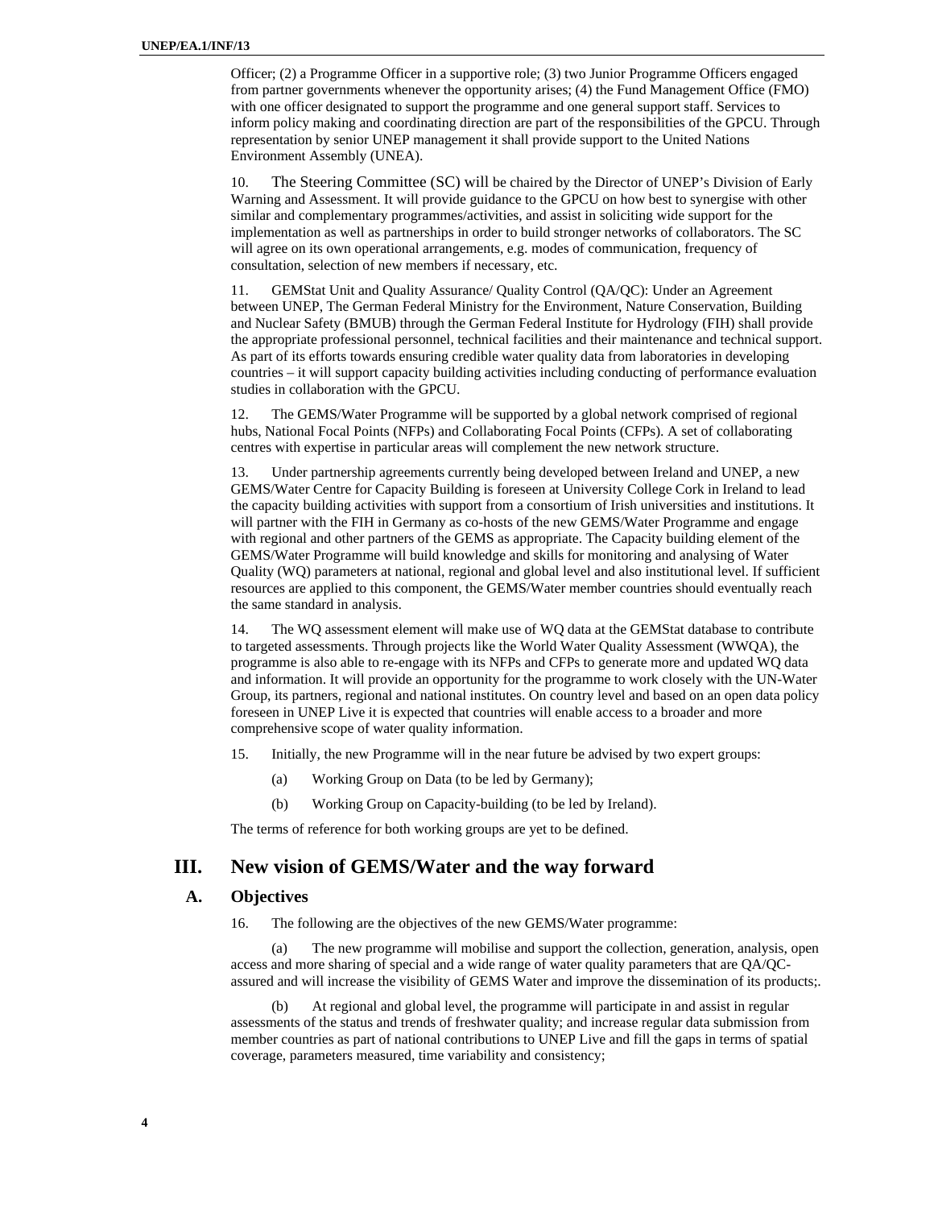Officer; (2) a Programme Officer in a supportive role; (3) two Junior Programme Officers engaged from partner governments whenever the opportunity arises; (4) the Fund Management Office (FMO) with one officer designated to support the programme and one general support staff. Services to inform policy making and coordinating direction are part of the responsibilities of the GPCU. Through representation by senior UNEP management it shall provide support to the United Nations Environment Assembly (UNEA).

10. The Steering Committee (SC) will be chaired by the Director of UNEP's Division of Early Warning and Assessment. It will provide guidance to the GPCU on how best to synergise with other similar and complementary programmes/activities, and assist in soliciting wide support for the implementation as well as partnerships in order to build stronger networks of collaborators. The SC will agree on its own operational arrangements, e.g. modes of communication, frequency of consultation, selection of new members if necessary, etc.

11. GEMStat Unit and Quality Assurance/ Quality Control (QA/QC): Under an Agreement between UNEP, The German Federal Ministry for the Environment, Nature Conservation, Building and Nuclear Safety (BMUB) through the German Federal Institute for Hydrology (FIH) shall provide the appropriate professional personnel, technical facilities and their maintenance and technical support. As part of its efforts towards ensuring credible water quality data from laboratories in developing countries – it will support capacity building activities including conducting of performance evaluation studies in collaboration with the GPCU.

12. The GEMS/Water Programme will be supported by a global network comprised of regional hubs, National Focal Points (NFPs) and Collaborating Focal Points (CFPs). A set of collaborating centres with expertise in particular areas will complement the new network structure.

13. Under partnership agreements currently being developed between Ireland and UNEP, a new GEMS/Water Centre for Capacity Building is foreseen at University College Cork in Ireland to lead the capacity building activities with support from a consortium of Irish universities and institutions. It will partner with the FIH in Germany as co-hosts of the new GEMS/Water Programme and engage with regional and other partners of the GEMS as appropriate. The Capacity building element of the GEMS/Water Programme will build knowledge and skills for monitoring and analysing of Water Quality (WQ) parameters at national, regional and global level and also institutional level. If sufficient resources are applied to this component, the GEMS/Water member countries should eventually reach the same standard in analysis.

14. The WQ assessment element will make use of WQ data at the GEMStat database to contribute to targeted assessments. Through projects like the World Water Quality Assessment (WWQA), the programme is also able to re-engage with its NFPs and CFPs to generate more and updated WQ data and information. It will provide an opportunity for the programme to work closely with the UN-Water Group, its partners, regional and national institutes. On country level and based on an open data policy foreseen in UNEP Live it is expected that countries will enable access to a broader and more comprehensive scope of water quality information.

15. Initially, the new Programme will in the near future be advised by two expert groups:

(a) Working Group on Data (to be led by Germany);

(b) Working Group on Capacity-building (to be led by Ireland).

The terms of reference for both working groups are yet to be defined.

# III. New vision of GEMS/Water and the way forward

## A. Objectives

16. The following are the objectives of the new GEMS/Water programme:

(a) The new programme will mobilise and support the collection, generation, analysis, open access and more sharing of special and a wide range of water quality parameters that are QA/QC-assured and will increase the visibility of GEMS Water and improve the dissemination of its products;.

(b) At regional and global level, the programme will participate in and assist in regular assessments of the status and trends of freshwater quality; and increase regular data submission from member countries as part of national contributions to UNEP Live and fill the gaps in terms of spatial coverage, parameters measured, time variability and consistency;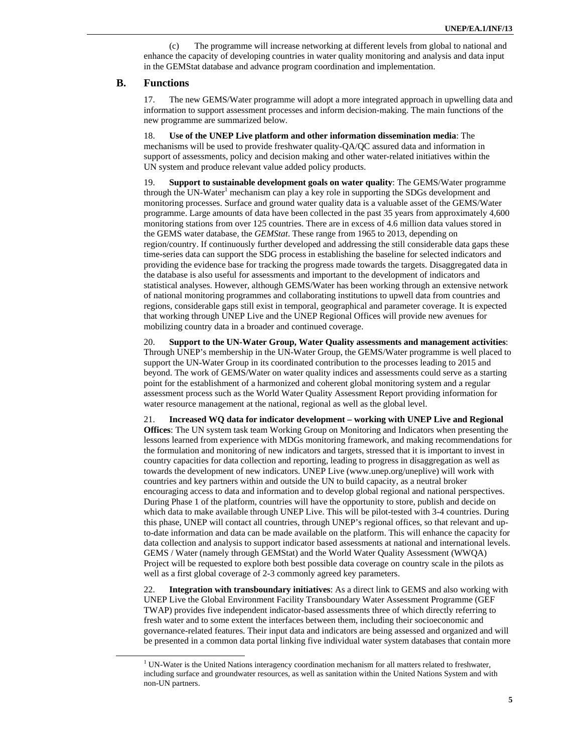(c) The programme will increase networking at different levels from global to national and enhance the capacity of developing countries in water quality monitoring and analysis and data input in the GEMStat database and advance program coordination and implementation.

## B. Functions

17. The new GEMS/Water programme will adopt a more integrated approach in upwelling data and information to support assessment processes and inform decision-making. The main functions of the new programme are summarized below.

18. **Use of the UNEP Live platform and other information dissemination media**: The mechanisms will be used to provide freshwater quality-QA/QC assured data and information in support of assessments, policy and decision making and other water-related initiatives within the UN system and produce relevant value added policy products.

19. **Support to sustainable development goals on water quality**: The GEMS/Water programme through the UN-Water[1] mechanism can play a key role in supporting the SDGs development and monitoring processes. Surface and ground water quality data is a valuable asset of the GEMS/Water programme. Large amounts of data have been collected in the past 35 years from approximately 4,600 monitoring stations from over 125 countries. There are in excess of 4.6 million data values stored in the GEMS water database, the *GEMStat*. These range from 1965 to 2013, depending on region/country. If continuously further developed and addressing the still considerable data gaps these time-series data can support the SDG process in establishing the baseline for selected indicators and providing the evidence base for tracking the progress made towards the targets. Disaggregated data in the database is also useful for assessments and important to the development of indicators and statistical analyses. However, although GEMS/Water has been working through an extensive network of national monitoring programmes and collaborating institutions to upwell data from countries and regions, considerable gaps still exist in temporal, geographical and parameter coverage. It is expected that working through UNEP Live and the UNEP Regional Offices will provide new avenues for mobilizing country data in a broader and continued coverage.

20. **Support to the UN-Water Group, Water Quality assessments and management activities**: Through UNEP's membership in the UN-Water Group, the GEMS/Water programme is well placed to support the UN-Water Group in its coordinated contribution to the processes leading to 2015 and beyond. The work of GEMS/Water on water quality indices and assessments could serve as a starting point for the establishment of a harmonized and coherent global monitoring system and a regular assessment process such as the World Water Quality Assessment Report providing information for water resource management at the national, regional as well as the global level.

21. **Increased WQ data for indicator development – working with UNEP Live and Regional Offices**: The UN system task team Working Group on Monitoring and Indicators when presenting the lessons learned from experience with MDGs monitoring framework, and making recommendations for the formulation and monitoring of new indicators and targets, stressed that it is important to invest in country capacities for data collection and reporting, leading to progress in disaggregation as well as towards the development of new indicators. UNEP Live (www.unep.org/uneplive) will work with countries and key partners within and outside the UN to build capacity, as a neutral broker encouraging access to data and information and to develop global regional and national perspectives. During Phase 1 of the platform, countries will have the opportunity to store, publish and decide on which data to make available through UNEP Live. This will be pilot-tested with 3-4 countries. During this phase, UNEP will contact all countries, through UNEP's regional offices, so that relevant and up-to-date information and data can be made available on the platform. This will enhance the capacity for data collection and analysis to support indicator based assessments at national and international levels. GEMS / Water (namely through GEMStat) and the World Water Quality Assessment (WWQA) Project will be requested to explore both best possible data coverage on country scale in the pilots as well as a first global coverage of 2-3 commonly agreed key parameters.

22. **Integration with transboundary initiatives**: As a direct link to GEMS and also working with UNEP Live the Global Environment Facility Transboundary Water Assessment Programme (GEF TWAP) provides five independent indicator-based assessments three of which directly referring to fresh water and to some extent the interfaces between them, including their socioeconomic and governance-related features. Their input data and indicators are being assessed and organized and will be presented in a common data portal linking five individual water system databases that contain more

[1] UN-Water is the United Nations interagency coordination mechanism for all matters related to freshwater, including surface and groundwater resources, as well as sanitation within the United Nations System and with non-UN partners.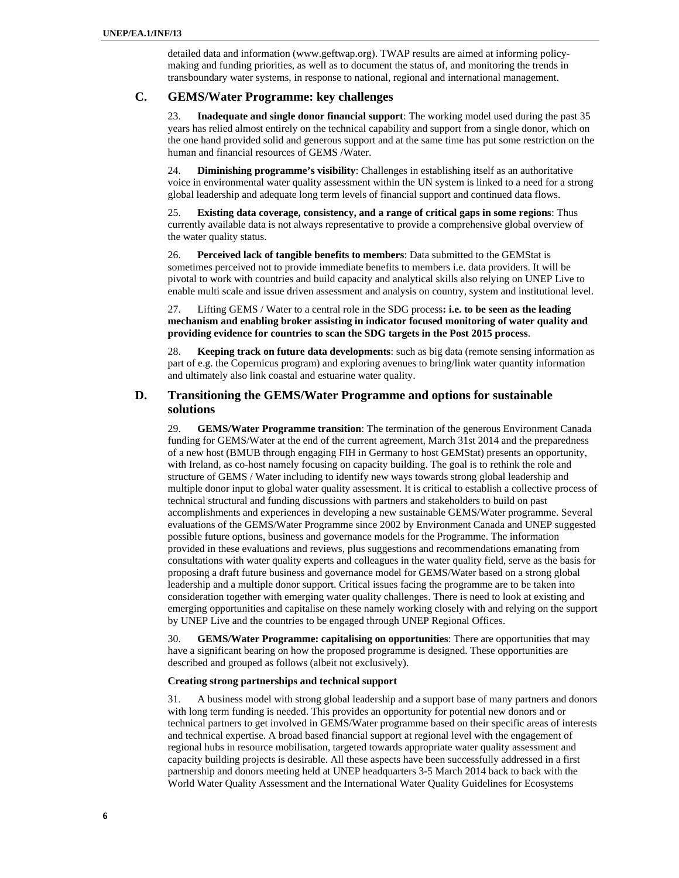detailed data and information (www.geftwap.org). TWAP results are aimed at informing policy-making and funding priorities, as well as to document the status of, and monitoring the trends in transboundary water systems, in response to national, regional and international management.

## C. GEMS/Water Programme: key challenges

23. **Inadequate and single donor financial support**: The working model used during the past 35 years has relied almost entirely on the technical capability and support from a single donor, which on the one hand provided solid and generous support and at the same time has put some restriction on the human and financial resources of GEMS /Water.

24. **Diminishing programme's visibility**: Challenges in establishing itself as an authoritative voice in environmental water quality assessment within the UN system is linked to a need for a strong global leadership and adequate long term levels of financial support and continued data flows.

25. **Existing data coverage, consistency, and a range of critical gaps in some regions**: Thus currently available data is not always representative to provide a comprehensive global overview of the water quality status.

26. **Perceived lack of tangible benefits to members**: Data submitted to the GEMStat is sometimes perceived not to provide immediate benefits to members i.e. data providers. It will be pivotal to work with countries and build capacity and analytical skills also relying on UNEP Live to enable multi scale and issue driven assessment and analysis on country, system and institutional level.

27. Lifting GEMS / Water to a central role in the SDG process**: i.e. to be seen as the leading mechanism and enabling broker assisting in indicator focused monitoring of water quality and providing evidence for countries to scan the SDG targets in the Post 2015 process**.

28. **Keeping track on future data developments**: such as big data (remote sensing information as part of e.g. the Copernicus program) and exploring avenues to bring/link water quantity information and ultimately also link coastal and estuarine water quality.

## D. Transitioning the GEMS/Water Programme and options for sustainable solutions

29. **GEMS/Water Programme transition**: The termination of the generous Environment Canada funding for GEMS/Water at the end of the current agreement, March 31st 2014 and the preparedness of a new host (BMUB through engaging FIH in Germany to host GEMStat) presents an opportunity, with Ireland, as co-host namely focusing on capacity building. The goal is to rethink the role and structure of GEMS / Water including to identify new ways towards strong global leadership and multiple donor input to global water quality assessment. It is critical to establish a collective process of technical structural and funding discussions with partners and stakeholders to build on past accomplishments and experiences in developing a new sustainable GEMS/Water programme. Several evaluations of the GEMS/Water Programme since 2002 by Environment Canada and UNEP suggested possible future options, business and governance models for the Programme. The information provided in these evaluations and reviews, plus suggestions and recommendations emanating from consultations with water quality experts and colleagues in the water quality field, serve as the basis for proposing a draft future business and governance model for GEMS/Water based on a strong global leadership and a multiple donor support. Critical issues facing the programme are to be taken into consideration together with emerging water quality challenges. There is need to look at existing and emerging opportunities and capitalise on these namely working closely with and relying on the support by UNEP Live and the countries to be engaged through UNEP Regional Offices.

30. **GEMS/Water Programme: capitalising on opportunities**: There are opportunities that may have a significant bearing on how the proposed programme is designed. These opportunities are described and grouped as follows (albeit not exclusively).

**Creating strong partnerships and technical support**

31. A business model with strong global leadership and a support base of many partners and donors with long term funding is needed. This provides an opportunity for potential new donors and or technical partners to get involved in GEMS/Water programme based on their specific areas of interests and technical expertise. A broad based financial support at regional level with the engagement of regional hubs in resource mobilisation, targeted towards appropriate water quality assessment and capacity building projects is desirable. All these aspects have been successfully addressed in a first partnership and donors meeting held at UNEP headquarters 3-5 March 2014 back to back with the World Water Quality Assessment and the International Water Quality Guidelines for Ecosystems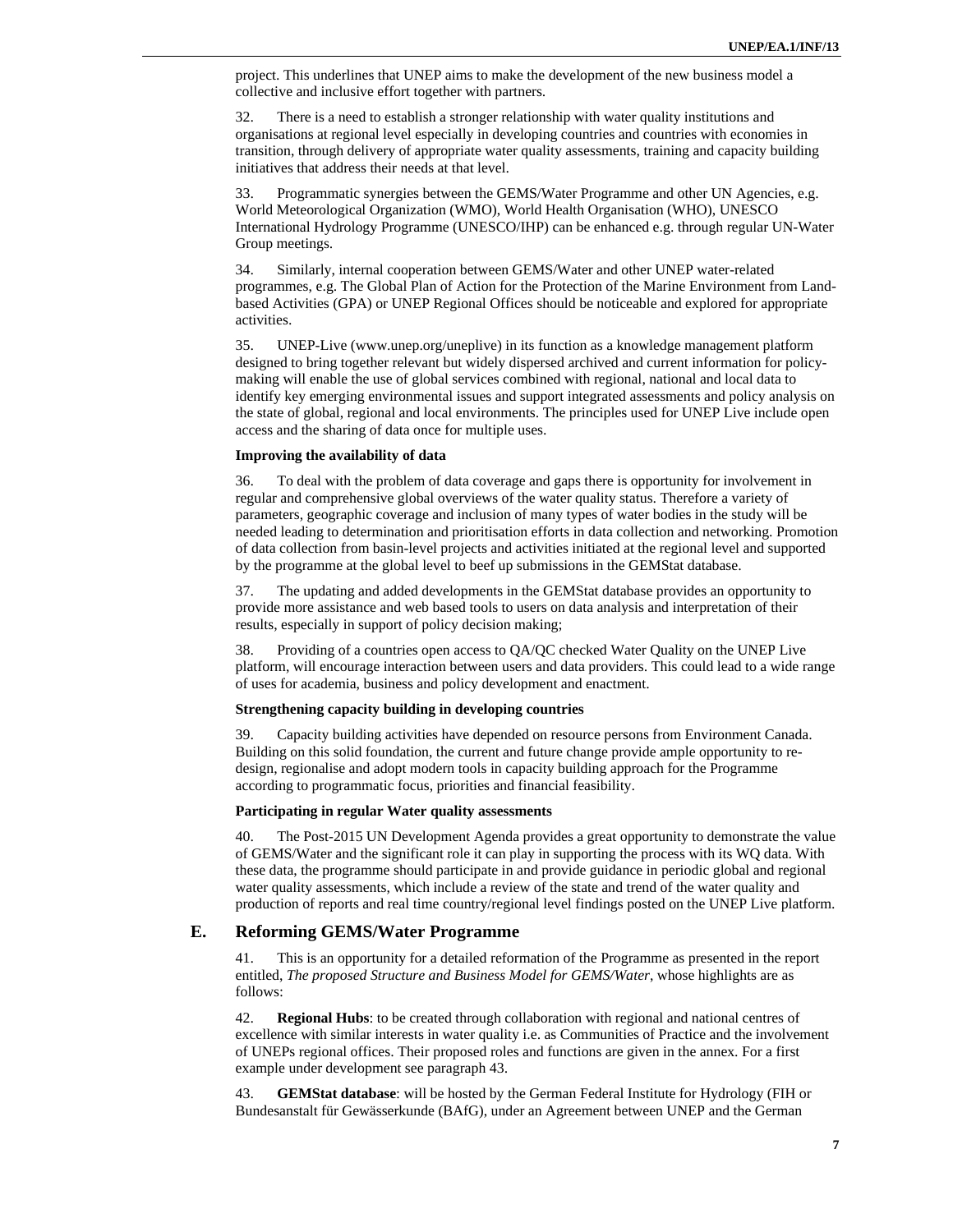project. This underlines that UNEP aims to make the development of the new business model a collective and inclusive effort together with partners.

32. There is a need to establish a stronger relationship with water quality institutions and organisations at regional level especially in developing countries and countries with economies in transition, through delivery of appropriate water quality assessments, training and capacity building initiatives that address their needs at that level.

33. Programmatic synergies between the GEMS/Water Programme and other UN Agencies, e.g. World Meteorological Organization (WMO), World Health Organisation (WHO), UNESCO International Hydrology Programme (UNESCO/IHP) can be enhanced e.g. through regular UN-Water Group meetings.

34. Similarly, internal cooperation between GEMS/Water and other UNEP water-related programmes, e.g. The Global Plan of Action for the Protection of the Marine Environment from Land-based Activities (GPA) or UNEP Regional Offices should be noticeable and explored for appropriate activities.

35. UNEP-Live (www.unep.org/uneplive) in its function as a knowledge management platform designed to bring together relevant but widely dispersed archived and current information for policy-making will enable the use of global services combined with regional, national and local data to identify key emerging environmental issues and support integrated assessments and policy analysis on the state of global, regional and local environments. The principles used for UNEP Live include open access and the sharing of data once for multiple uses.

**Improving the availability of data**

36. To deal with the problem of data coverage and gaps there is opportunity for involvement in regular and comprehensive global overviews of the water quality status. Therefore a variety of parameters, geographic coverage and inclusion of many types of water bodies in the study will be needed leading to determination and prioritisation efforts in data collection and networking. Promotion of data collection from basin-level projects and activities initiated at the regional level and supported by the programme at the global level to beef up submissions in the GEMStat database.

37. The updating and added developments in the GEMStat database provides an opportunity to provide more assistance and web based tools to users on data analysis and interpretation of their results, especially in support of policy decision making;

38. Providing of a countries open access to QA/QC checked Water Quality on the UNEP Live platform, will encourage interaction between users and data providers. This could lead to a wide range of uses for academia, business and policy development and enactment.

**Strengthening capacity building in developing countries**

39. Capacity building activities have depended on resource persons from Environment Canada. Building on this solid foundation, the current and future change provide ample opportunity to re-design, regionalise and adopt modern tools in capacity building approach for the Programme according to programmatic focus, priorities and financial feasibility.

**Participating in regular Water quality assessments**

40. The Post-2015 UN Development Agenda provides a great opportunity to demonstrate the value of GEMS/Water and the significant role it can play in supporting the process with its WQ data. With these data, the programme should participate in and provide guidance in periodic global and regional water quality assessments, which include a review of the state and trend of the water quality and production of reports and real time country/regional level findings posted on the UNEP Live platform.

## E. Reforming GEMS/Water Programme

41. This is an opportunity for a detailed reformation of the Programme as presented in the report entitled, *The proposed Structure and Business Model for GEMS/Water*, whose highlights are as follows:

42. **Regional Hubs**: to be created through collaboration with regional and national centres of excellence with similar interests in water quality i.e. as Communities of Practice and the involvement of UNEPs regional offices. Their proposed roles and functions are given in the annex. For a first example under development see paragraph 43.

43. **GEMStat database**: will be hosted by the German Federal Institute for Hydrology (FIH or Bundesanstalt für Gewässerkunde (BAfG), under an Agreement between UNEP and the German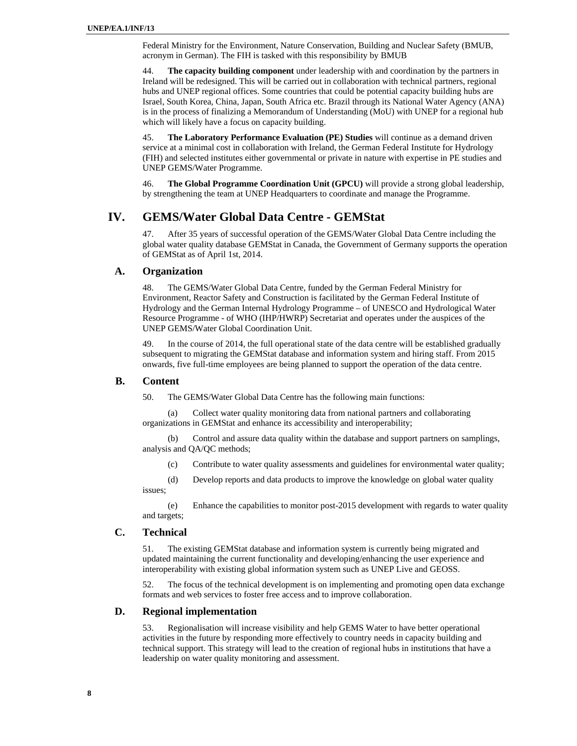Federal Ministry for the Environment, Nature Conservation, Building and Nuclear Safety (BMUB, acronym in German). The FIH is tasked with this responsibility by BMUB

44. **The capacity building component** under leadership with and coordination by the partners in Ireland will be redesigned. This will be carried out in collaboration with technical partners, regional hubs and UNEP regional offices. Some countries that could be potential capacity building hubs are Israel, South Korea, China, Japan, South Africa etc. Brazil through its National Water Agency (ANA) is in the process of finalizing a Memorandum of Understanding (MoU) with UNEP for a regional hub which will likely have a focus on capacity building.

45. **The Laboratory Performance Evaluation (PE) Studies** will continue as a demand driven service at a minimal cost in collaboration with Ireland, the German Federal Institute for Hydrology (FIH) and selected institutes either governmental or private in nature with expertise in PE studies and UNEP GEMS/Water Programme.

46. **The Global Programme Coordination Unit (GPCU)** will provide a strong global leadership, by strengthening the team at UNEP Headquarters to coordinate and manage the Programme.

# IV. GEMS/Water Global Data Centre - GEMStat

47. After 35 years of successful operation of the GEMS/Water Global Data Centre including the global water quality database GEMStat in Canada, the Government of Germany supports the operation of GEMStat as of April 1st, 2014.

## A. Organization

48. The GEMS/Water Global Data Centre, funded by the German Federal Ministry for Environment, Reactor Safety and Construction is facilitated by the German Federal Institute of Hydrology and the German Internal Hydrology Programme – of UNESCO and Hydrological Water Resource Programme - of WHO (IHP/HWRP) Secretariat and operates under the auspices of the UNEP GEMS/Water Global Coordination Unit.

49. In the course of 2014, the full operational state of the data centre will be established gradually subsequent to migrating the GEMStat database and information system and hiring staff. From 2015 onwards, five full-time employees are being planned to support the operation of the data centre.

## B. Content

50. The GEMS/Water Global Data Centre has the following main functions:

(a) Collect water quality monitoring data from national partners and collaborating organizations in GEMStat and enhance its accessibility and interoperability;

(b) Control and assure data quality within the database and support partners on samplings, analysis and QA/QC methods;

(c) Contribute to water quality assessments and guidelines for environmental water quality;

(d) Develop reports and data products to improve the knowledge on global water quality issues;

(e) Enhance the capabilities to monitor post-2015 development with regards to water quality and targets;

## C. Technical

51. The existing GEMStat database and information system is currently being migrated and updated maintaining the current functionality and developing/enhancing the user experience and interoperability with existing global information system such as UNEP Live and GEOSS.

52. The focus of the technical development is on implementing and promoting open data exchange formats and web services to foster free access and to improve collaboration.

## D. Regional implementation

53. Regionalisation will increase visibility and help GEMS Water to have better operational activities in the future by responding more effectively to country needs in capacity building and technical support. This strategy will lead to the creation of regional hubs in institutions that have a leadership on water quality monitoring and assessment.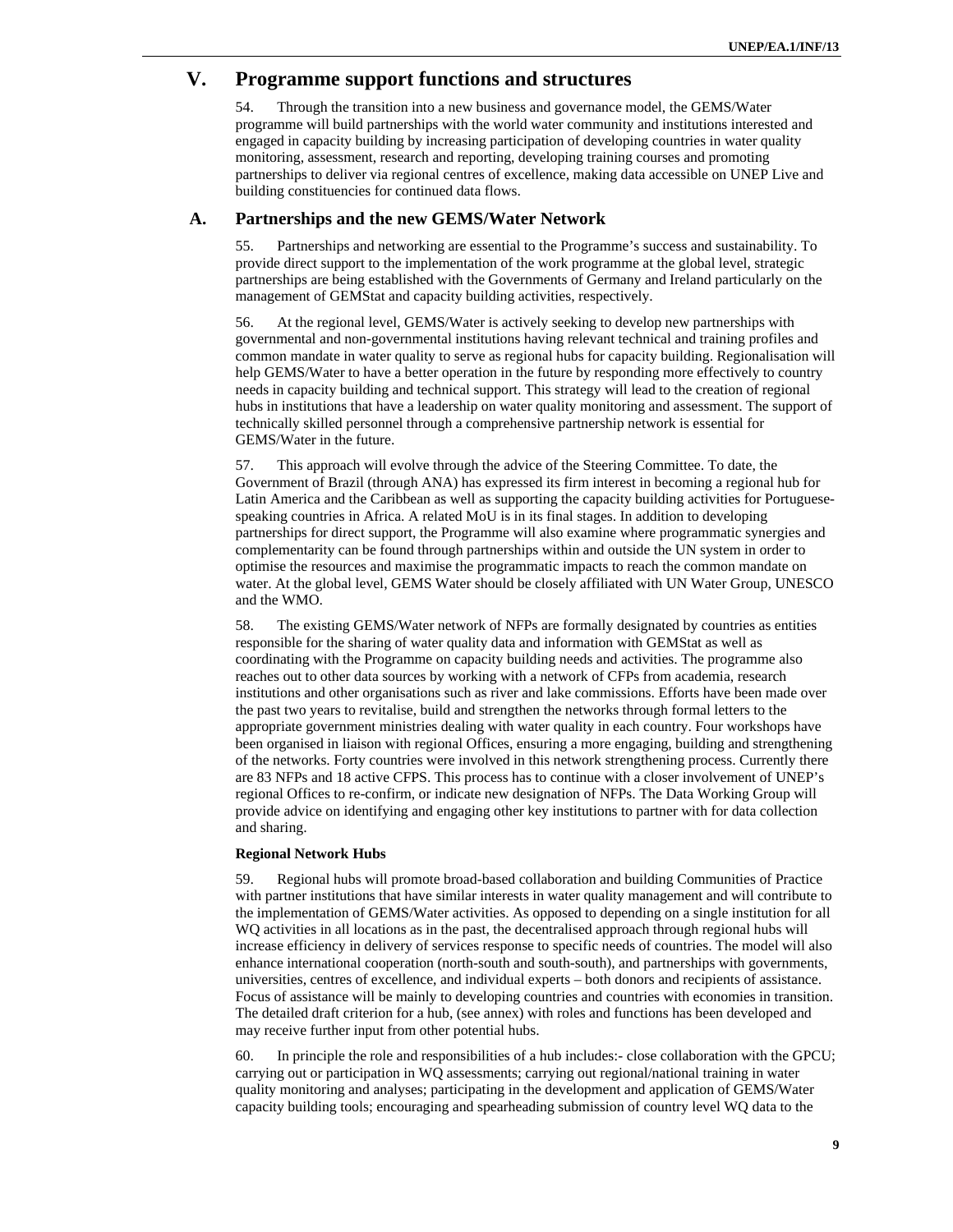# V. Programme support functions and structures

54. Through the transition into a new business and governance model, the GEMS/Water programme will build partnerships with the world water community and institutions interested and engaged in capacity building by increasing participation of developing countries in water quality monitoring, assessment, research and reporting, developing training courses and promoting partnerships to deliver via regional centres of excellence, making data accessible on UNEP Live and building constituencies for continued data flows.

## A. Partnerships and the new GEMS/Water Network

55. Partnerships and networking are essential to the Programme's success and sustainability. To provide direct support to the implementation of the work programme at the global level, strategic partnerships are being established with the Governments of Germany and Ireland particularly on the management of GEMStat and capacity building activities, respectively.

56. At the regional level, GEMS/Water is actively seeking to develop new partnerships with governmental and non-governmental institutions having relevant technical and training profiles and common mandate in water quality to serve as regional hubs for capacity building. Regionalisation will help GEMS/Water to have a better operation in the future by responding more effectively to country needs in capacity building and technical support. This strategy will lead to the creation of regional hubs in institutions that have a leadership on water quality monitoring and assessment. The support of technically skilled personnel through a comprehensive partnership network is essential for GEMS/Water in the future.

57. This approach will evolve through the advice of the Steering Committee. To date, the Government of Brazil (through ANA) has expressed its firm interest in becoming a regional hub for Latin America and the Caribbean as well as supporting the capacity building activities for Portuguese-speaking countries in Africa. A related MoU is in its final stages. In addition to developing partnerships for direct support, the Programme will also examine where programmatic synergies and complementarity can be found through partnerships within and outside the UN system in order to optimise the resources and maximise the programmatic impacts to reach the common mandate on water. At the global level, GEMS Water should be closely affiliated with UN Water Group, UNESCO and the WMO.

58. The existing GEMS/Water network of NFPs are formally designated by countries as entities responsible for the sharing of water quality data and information with GEMStat as well as coordinating with the Programme on capacity building needs and activities. The programme also reaches out to other data sources by working with a network of CFPs from academia, research institutions and other organisations such as river and lake commissions. Efforts have been made over the past two years to revitalise, build and strengthen the networks through formal letters to the appropriate government ministries dealing with water quality in each country. Four workshops have been organised in liaison with regional Offices, ensuring a more engaging, building and strengthening of the networks. Forty countries were involved in this network strengthening process. Currently there are 83 NFPs and 18 active CFPS. This process has to continue with a closer involvement of UNEP's regional Offices to re-confirm, or indicate new designation of NFPs. The Data Working Group will provide advice on identifying and engaging other key institutions to partner with for data collection and sharing.

**Regional Network Hubs**

59. Regional hubs will promote broad-based collaboration and building Communities of Practice with partner institutions that have similar interests in water quality management and will contribute to the implementation of GEMS/Water activities. As opposed to depending on a single institution for all WQ activities in all locations as in the past, the decentralised approach through regional hubs will increase efficiency in delivery of services response to specific needs of countries. The model will also enhance international cooperation (north-south and south-south), and partnerships with governments, universities, centres of excellence, and individual experts – both donors and recipients of assistance. Focus of assistance will be mainly to developing countries and countries with economies in transition. The detailed draft criterion for a hub, (see annex) with roles and functions has been developed and may receive further input from other potential hubs.

60. In principle the role and responsibilities of a hub includes:- close collaboration with the GPCU; carrying out or participation in WQ assessments; carrying out regional/national training in water quality monitoring and analyses; participating in the development and application of GEMS/Water capacity building tools; encouraging and spearheading submission of country level WQ data to the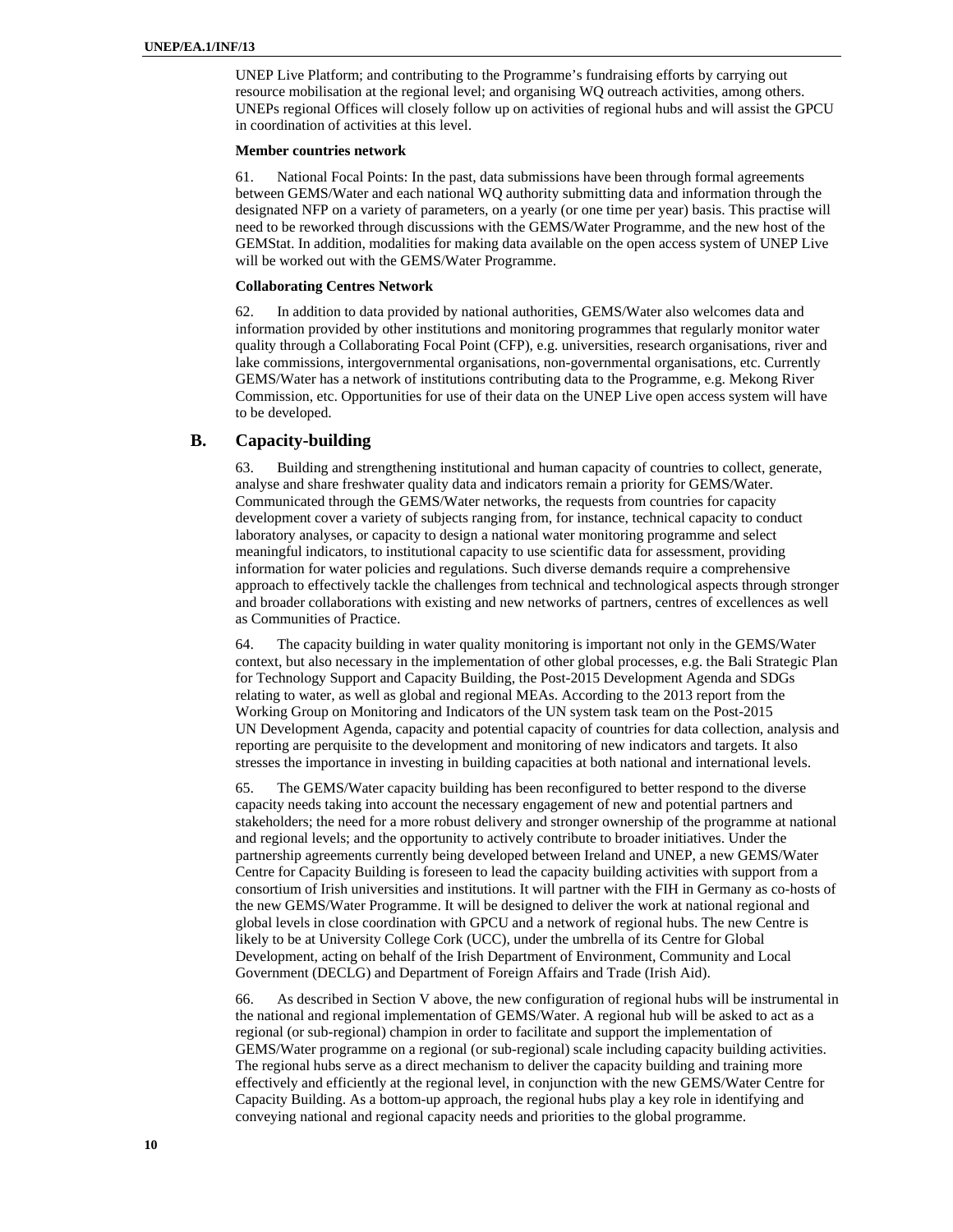UNEP Live Platform; and contributing to the Programme's fundraising efforts by carrying out resource mobilisation at the regional level; and organising WQ outreach activities, among others. UNEPs regional Offices will closely follow up on activities of regional hubs and will assist the GPCU in coordination of activities at this level.

**Member countries network**

61. National Focal Points: In the past, data submissions have been through formal agreements between GEMS/Water and each national WQ authority submitting data and information through the designated NFP on a variety of parameters, on a yearly (or one time per year) basis. This practise will need to be reworked through discussions with the GEMS/Water Programme, and the new host of the GEMStat. In addition, modalities for making data available on the open access system of UNEP Live will be worked out with the GEMS/Water Programme.

**Collaborating Centres Network**

62. In addition to data provided by national authorities, GEMS/Water also welcomes data and information provided by other institutions and monitoring programmes that regularly monitor water quality through a Collaborating Focal Point (CFP), e.g. universities, research organisations, river and lake commissions, intergovernmental organisations, non-governmental organisations, etc. Currently GEMS/Water has a network of institutions contributing data to the Programme, e.g. Mekong River Commission, etc. Opportunities for use of their data on the UNEP Live open access system will have to be developed.

## B. Capacity-building

63. Building and strengthening institutional and human capacity of countries to collect, generate, analyse and share freshwater quality data and indicators remain a priority for GEMS/Water. Communicated through the GEMS/Water networks, the requests from countries for capacity development cover a variety of subjects ranging from, for instance, technical capacity to conduct laboratory analyses, or capacity to design a national water monitoring programme and select meaningful indicators, to institutional capacity to use scientific data for assessment, providing information for water policies and regulations. Such diverse demands require a comprehensive approach to effectively tackle the challenges from technical and technological aspects through stronger and broader collaborations with existing and new networks of partners, centres of excellences as well as Communities of Practice.

64. The capacity building in water quality monitoring is important not only in the GEMS/Water context, but also necessary in the implementation of other global processes, e.g. the Bali Strategic Plan for Technology Support and Capacity Building, the Post-2015 Development Agenda and SDGs relating to water, as well as global and regional MEAs. According to the 2013 report from the Working Group on Monitoring and Indicators of the UN system task team on the Post-2015 UN Development Agenda, capacity and potential capacity of countries for data collection, analysis and reporting are perquisite to the development and monitoring of new indicators and targets. It also stresses the importance in investing in building capacities at both national and international levels.

65. The GEMS/Water capacity building has been reconfigured to better respond to the diverse capacity needs taking into account the necessary engagement of new and potential partners and stakeholders; the need for a more robust delivery and stronger ownership of the programme at national and regional levels; and the opportunity to actively contribute to broader initiatives. Under the partnership agreements currently being developed between Ireland and UNEP, a new GEMS/Water Centre for Capacity Building is foreseen to lead the capacity building activities with support from a consortium of Irish universities and institutions. It will partner with the FIH in Germany as co-hosts of the new GEMS/Water Programme. It will be designed to deliver the work at national regional and global levels in close coordination with GPCU and a network of regional hubs. The new Centre is likely to be at University College Cork (UCC), under the umbrella of its Centre for Global Development, acting on behalf of the Irish Department of Environment, Community and Local Government (DECLG) and Department of Foreign Affairs and Trade (Irish Aid).

66. As described in Section V above, the new configuration of regional hubs will be instrumental in the national and regional implementation of GEMS/Water. A regional hub will be asked to act as a regional (or sub-regional) champion in order to facilitate and support the implementation of GEMS/Water programme on a regional (or sub-regional) scale including capacity building activities. The regional hubs serve as a direct mechanism to deliver the capacity building and training more effectively and efficiently at the regional level, in conjunction with the new GEMS/Water Centre for Capacity Building. As a bottom-up approach, the regional hubs play a key role in identifying and conveying national and regional capacity needs and priorities to the global programme.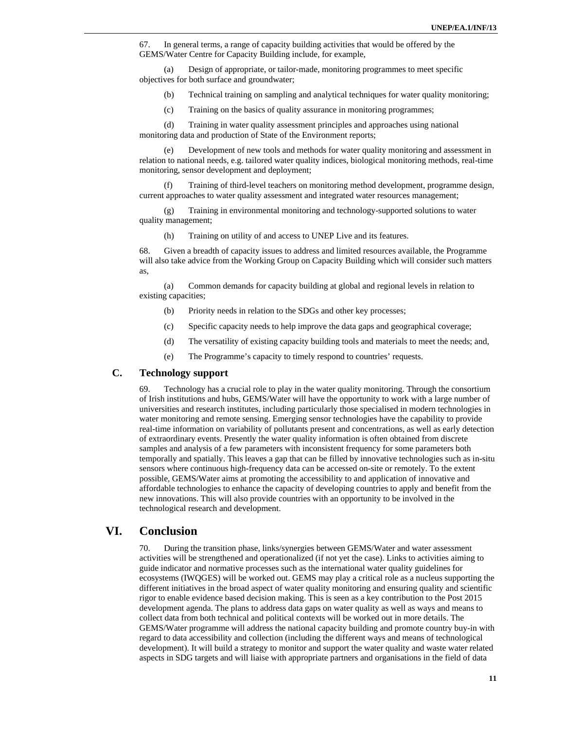67. In general terms, a range of capacity building activities that would be offered by the GEMS/Water Centre for Capacity Building include, for example,

(a) Design of appropriate, or tailor-made, monitoring programmes to meet specific objectives for both surface and groundwater;

(b) Technical training on sampling and analytical techniques for water quality monitoring;

(c) Training on the basics of quality assurance in monitoring programmes;

(d) Training in water quality assessment principles and approaches using national monitoring data and production of State of the Environment reports;

(e) Development of new tools and methods for water quality monitoring and assessment in relation to national needs, e.g. tailored water quality indices, biological monitoring methods, real-time monitoring, sensor development and deployment;

(f) Training of third-level teachers on monitoring method development, programme design, current approaches to water quality assessment and integrated water resources management;

(g) Training in environmental monitoring and technology-supported solutions to water quality management;

(h) Training on utility of and access to UNEP Live and its features.

68. Given a breadth of capacity issues to address and limited resources available, the Programme will also take advice from the Working Group on Capacity Building which will consider such matters as,

(a) Common demands for capacity building at global and regional levels in relation to existing capacities;

(b) Priority needs in relation to the SDGs and other key processes;

(c) Specific capacity needs to help improve the data gaps and geographical coverage;

(d) The versatility of existing capacity building tools and materials to meet the needs; and,

(e) The Programme's capacity to timely respond to countries' requests.

### C. Technology support

69. Technology has a crucial role to play in the water quality monitoring. Through the consortium of Irish institutions and hubs, GEMS/Water will have the opportunity to work with a large number of universities and research institutes, including particularly those specialised in modern technologies in water monitoring and remote sensing. Emerging sensor technologies have the capability to provide real-time information on variability of pollutants present and concentrations, as well as early detection of extraordinary events. Presently the water quality information is often obtained from discrete samples and analysis of a few parameters with inconsistent frequency for some parameters both temporally and spatially. This leaves a gap that can be filled by innovative technologies such as in-situ sensors where continuous high-frequency data can be accessed on-site or remotely. To the extent possible, GEMS/Water aims at promoting the accessibility to and application of innovative and affordable technologies to enhance the capacity of developing countries to apply and benefit from the new innovations. This will also provide countries with an opportunity to be involved in the technological research and development.

## VI. Conclusion

70. During the transition phase, links/synergies between GEMS/Water and water assessment activities will be strengthened and operationalized (if not yet the case). Links to activities aiming to guide indicator and normative processes such as the international water quality guidelines for ecosystems (IWQGES) will be worked out. GEMS may play a critical role as a nucleus supporting the different initiatives in the broad aspect of water quality monitoring and ensuring quality and scientific rigor to enable evidence based decision making. This is seen as a key contribution to the Post 2015 development agenda. The plans to address data gaps on water quality as well as ways and means to collect data from both technical and political contexts will be worked out in more details. The GEMS/Water programme will address the national capacity building and promote country buy-in with regard to data accessibility and collection (including the different ways and means of technological development). It will build a strategy to monitor and support the water quality and waste water related aspects in SDG targets and will liaise with appropriate partners and organisations in the field of data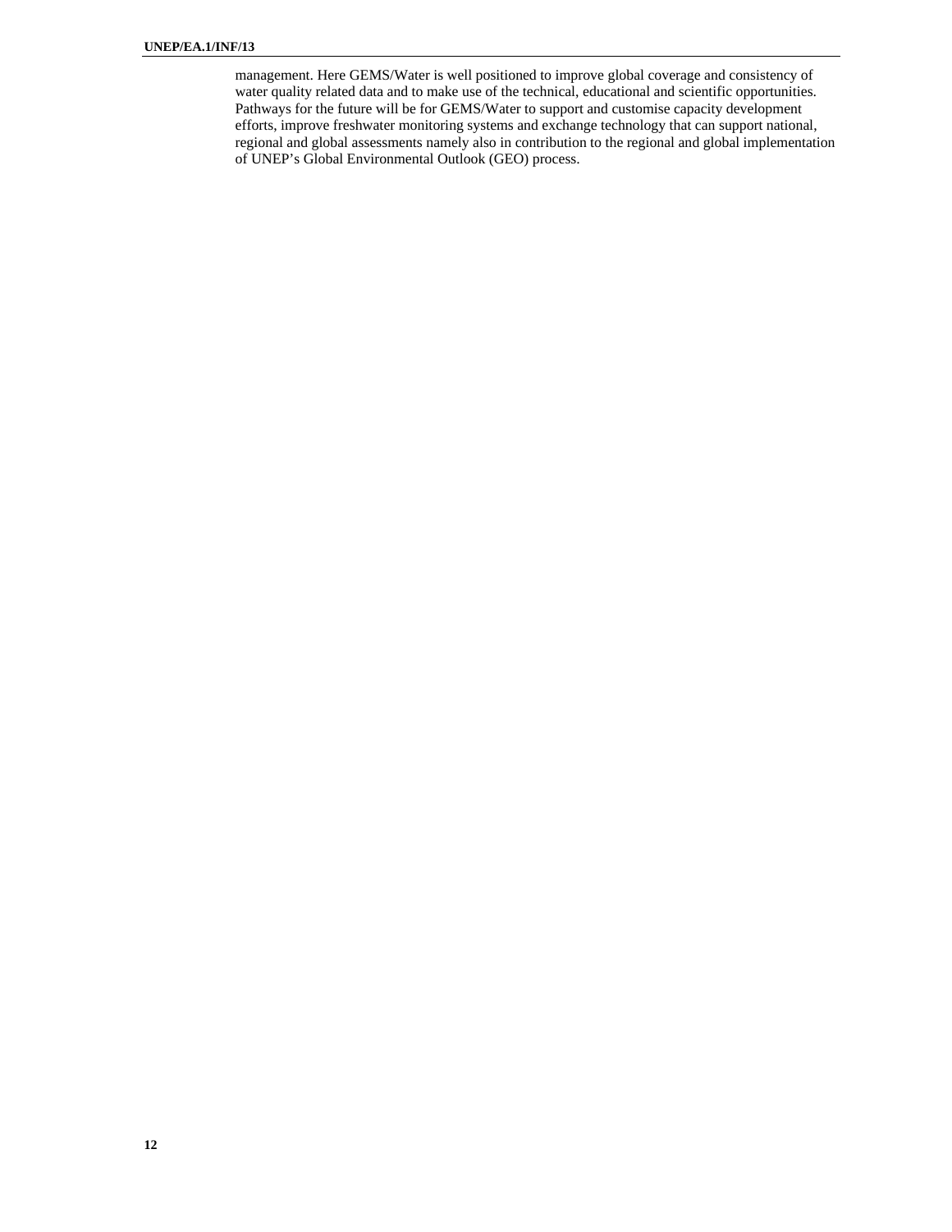management. Here GEMS/Water is well positioned to improve global coverage and consistency of water quality related data and to make use of the technical, educational and scientific opportunities. Pathways for the future will be for GEMS/Water to support and customise capacity development efforts, improve freshwater monitoring systems and exchange technology that can support national, regional and global assessments namely also in contribution to the regional and global implementation of UNEP's Global Environmental Outlook (GEO) process.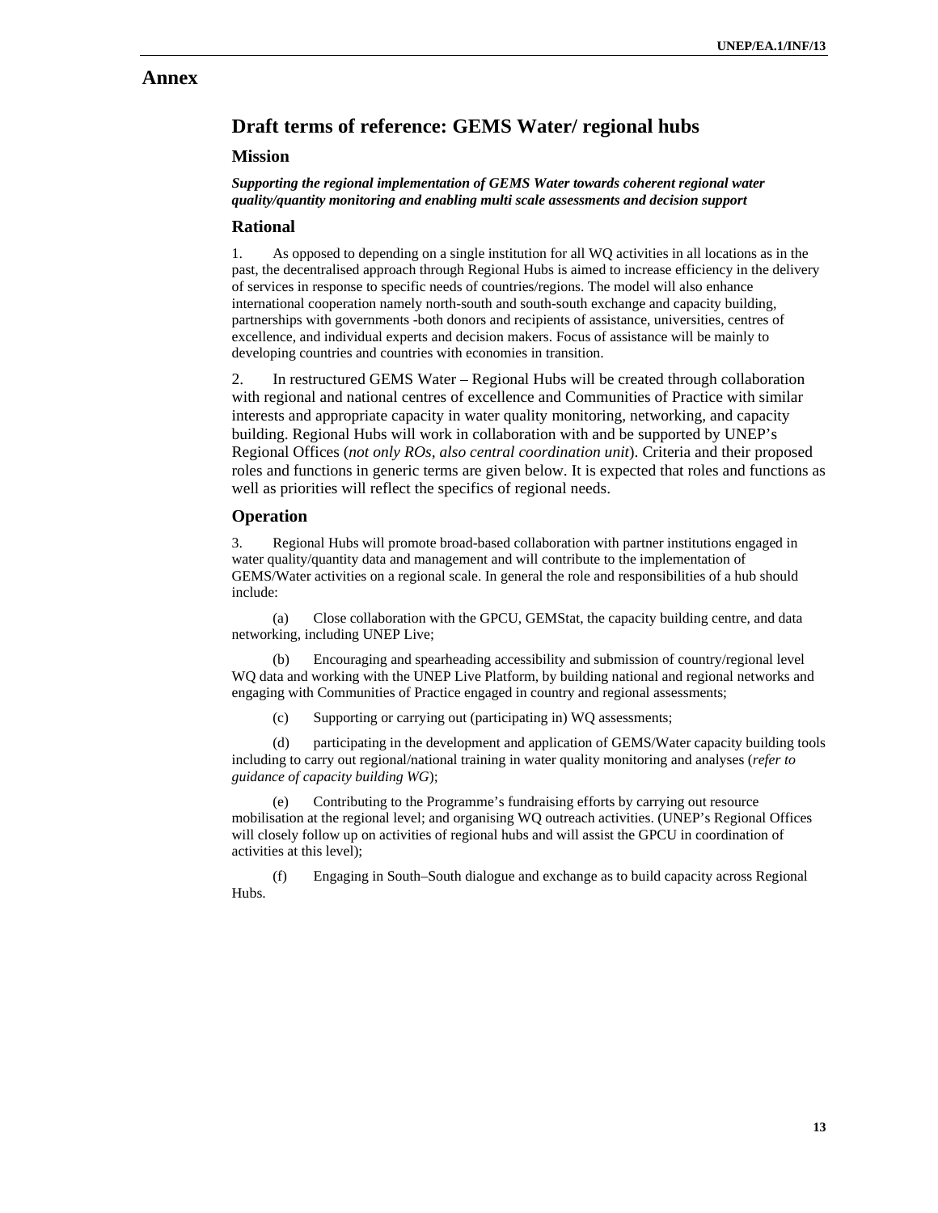# Annex

## Draft terms of reference: GEMS Water/ regional hubs

### Mission

***Supporting the regional implementation of GEMS Water towards coherent regional water quality/quantity monitoring and enabling multi scale assessments and decision support***

### Rational

1. As opposed to depending on a single institution for all WQ activities in all locations as in the past, the decentralised approach through Regional Hubs is aimed to increase efficiency in the delivery of services in response to specific needs of countries/regions. The model will also enhance international cooperation namely north-south and south-south exchange and capacity building, partnerships with governments -both donors and recipients of assistance, universities, centres of excellence, and individual experts and decision makers. Focus of assistance will be mainly to developing countries and countries with economies in transition.

2. In restructured GEMS Water – Regional Hubs will be created through collaboration with regional and national centres of excellence and Communities of Practice with similar interests and appropriate capacity in water quality monitoring, networking, and capacity building. Regional Hubs will work in collaboration with and be supported by UNEP's Regional Offices (*not only ROs, also central coordination unit*). Criteria and their proposed roles and functions in generic terms are given below. It is expected that roles and functions as well as priorities will reflect the specifics of regional needs.

### Operation

3. Regional Hubs will promote broad-based collaboration with partner institutions engaged in water quality/quantity data and management and will contribute to the implementation of GEMS/Water activities on a regional scale. In general the role and responsibilities of a hub should include:

(a) Close collaboration with the GPCU, GEMStat, the capacity building centre, and data networking, including UNEP Live;

(b) Encouraging and spearheading accessibility and submission of country/regional level WQ data and working with the UNEP Live Platform, by building national and regional networks and engaging with Communities of Practice engaged in country and regional assessments;

(c) Supporting or carrying out (participating in) WQ assessments;

(d) participating in the development and application of GEMS/Water capacity building tools including to carry out regional/national training in water quality monitoring and analyses (*refer to guidance of capacity building WG*);

(e) Contributing to the Programme's fundraising efforts by carrying out resource mobilisation at the regional level; and organising WQ outreach activities. (UNEP's Regional Offices will closely follow up on activities of regional hubs and will assist the GPCU in coordination of activities at this level);

(f) Engaging in South–South dialogue and exchange as to build capacity across Regional Hubs.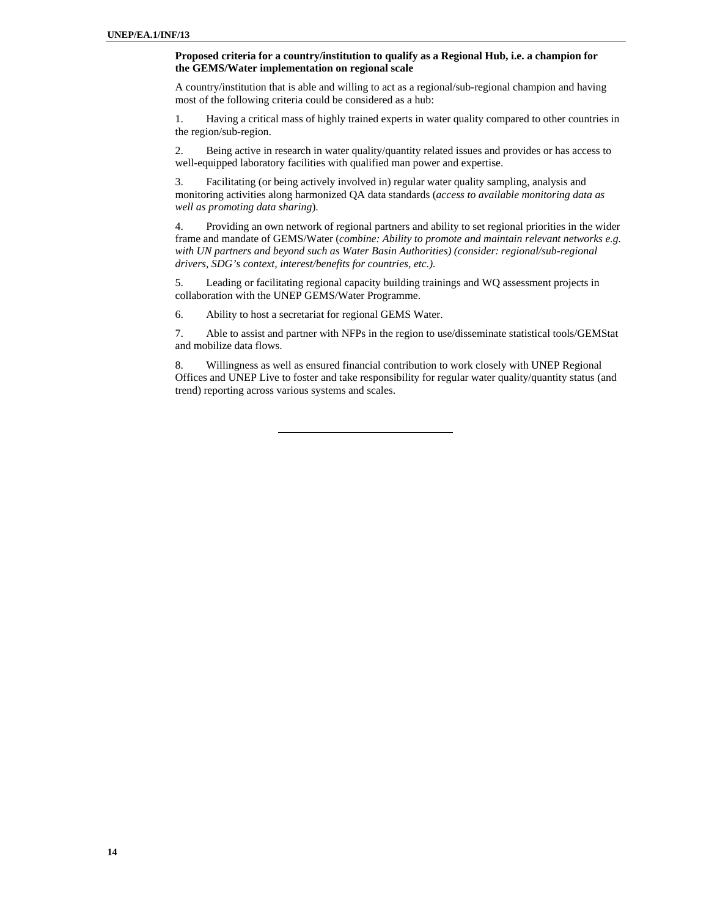**Proposed criteria for a country/institution to qualify as a Regional Hub, i.e. a champion for the GEMS/Water implementation on regional scale**

A country/institution that is able and willing to act as a regional/sub-regional champion and having most of the following criteria could be considered as a hub:

1. Having a critical mass of highly trained experts in water quality compared to other countries in the region/sub-region.

2. Being active in research in water quality/quantity related issues and provides or has access to well-equipped laboratory facilities with qualified man power and expertise.

3. Facilitating (or being actively involved in) regular water quality sampling, analysis and monitoring activities along harmonized QA data standards (*access to available monitoring data as well as promoting data sharing*).

4. Providing an own network of regional partners and ability to set regional priorities in the wider frame and mandate of GEMS/Water (*combine: Ability to promote and maintain relevant networks e.g. with UN partners and beyond such as Water Basin Authorities) (consider: regional/sub-regional drivers, SDG's context, interest/benefits for countries, etc.).*

5. Leading or facilitating regional capacity building trainings and WQ assessment projects in collaboration with the UNEP GEMS/Water Programme.

6. Ability to host a secretariat for regional GEMS Water.

7. Able to assist and partner with NFPs in the region to use/disseminate statistical tools/GEMStat and mobilize data flows.

8. Willingness as well as ensured financial contribution to work closely with UNEP Regional Offices and UNEP Live to foster and take responsibility for regular water quality/quantity status (and trend) reporting across various systems and scales.